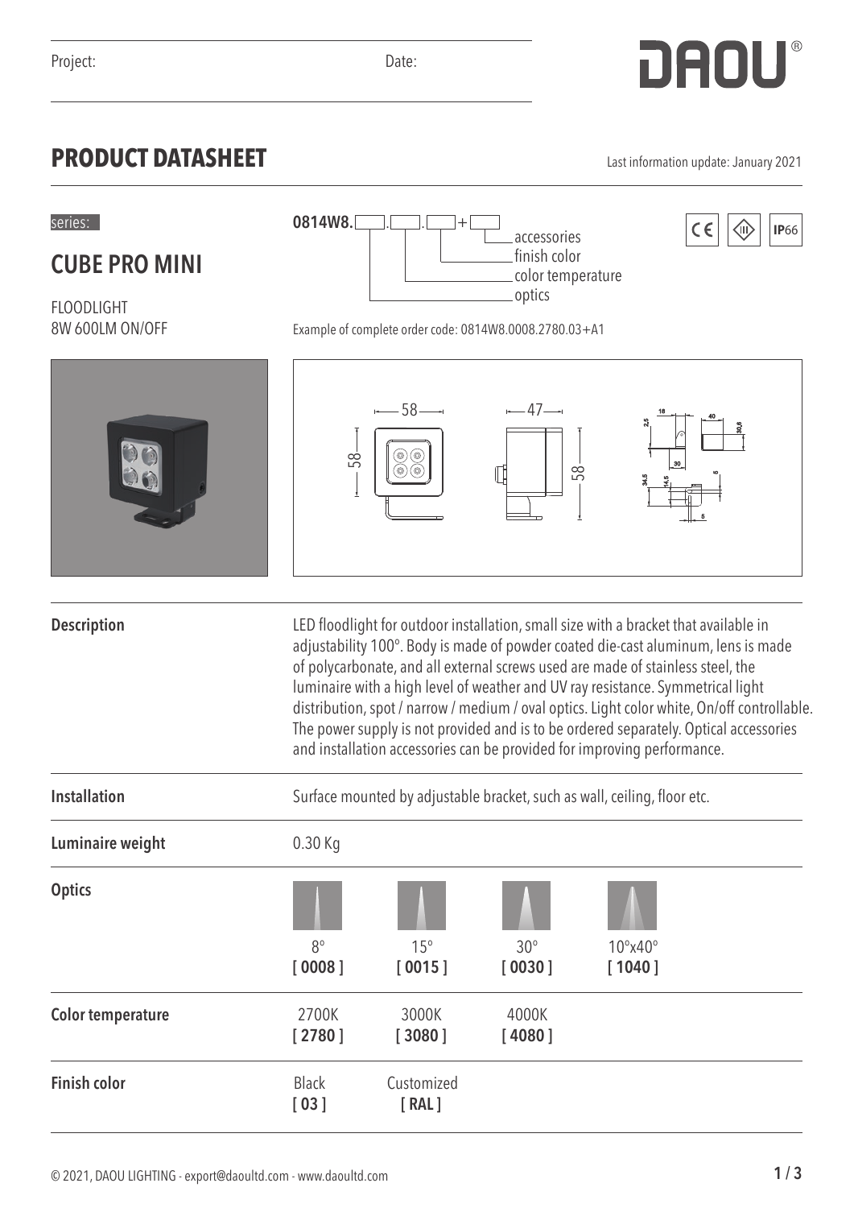Project: Date:

# PRODUCT DATASHEET

Last information update: January 2021

series:

## CUBE PRO MINI

FLOODLIGHT
8W 600LM ON/OFF

0814W8.[ ].[ ].[ ]+[ ]
- optics
- color temperature
- finish color
- accessories

CE IP66

Example of complete order code: 0814W8.0008.2780.03+A1

| | |
|---|---|
| **Description** | LED floodlight for outdoor installation, small size with a bracket that available in adjustability 100°. Body is made of powder coated die-cast aluminum, lens is made of polycarbonate, and all external screws used are made of stainless steel, the luminaire with a high level of weather and UV ray resistance. Symmetrical light distribution, spot / narrow / medium / oval optics. Light color white, On/off controllable. The power supply is not provided and is to be ordered separately. Optical accessories and installation accessories can be provided for improving performance. |
| **Installation** | Surface mounted by adjustable bracket, such as wall, ceiling, floor etc. |
| **Luminaire weight** | 0.30 Kg |

| | | | | |
|---|---|---|---|---|
| **Optics** | 8° [ 0008 ] | 15° [ 0015 ] | 30° [ 0030 ] | 10°x40° [ 1040 ] |
| **Color temperature** | 2700K [ 2780 ] | 3000K [ 3080 ] | 4000K [ 4080 ] | |
| **Finish color** | Black [ 03 ] | Customized [ RAL ] | | |

© 2021, DAOU LIGHTING - export@daoultd.com - www.daoultd.com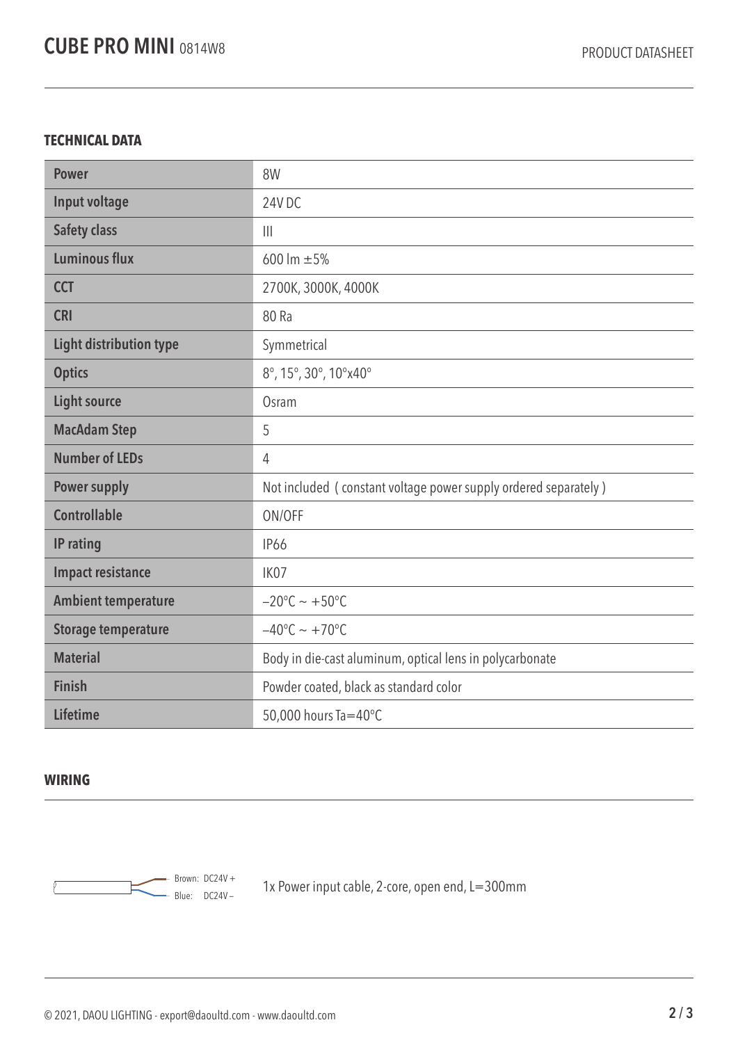## TECHNICAL DATA

| | |
|---|---|
| **Power** | 8W |
| **Input voltage** | 24V DC |
| **Safety class** | III |
| **Luminous flux** | 600 lm ±5% |
| **CCT** | 2700K, 3000K, 4000K |
| **CRI** | 80 Ra |
| **Light distribution type** | Symmetrical |
| **Optics** | 8°, 15°, 30°, 10°x40° |
| **Light source** | Osram |
| **MacAdam Step** | 5 |
| **Number of LEDs** | 4 |
| **Power supply** | Not included ( constant voltage power supply ordered separately ) |
| **Controllable** | ON/OFF |
| **IP rating** | IP66 |
| **Impact resistance** | IK07 |
| **Ambient temperature** | −20°C ~ +50°C |
| **Storage temperature** | −40°C ~ +70°C |
| **Material** | Body in die-cast aluminum, optical lens in polycarbonate |
| **Finish** | Powder coated, black as standard color |
| **Lifetime** | 50,000 hours Ta=40°C |

## WIRING

Brown: DC24V +
Blue: DC24V –

1x Power input cable, 2-core, open end, L=300mm

© 2021, DAOU LIGHTING - export@daoultd.com - www.daoultd.com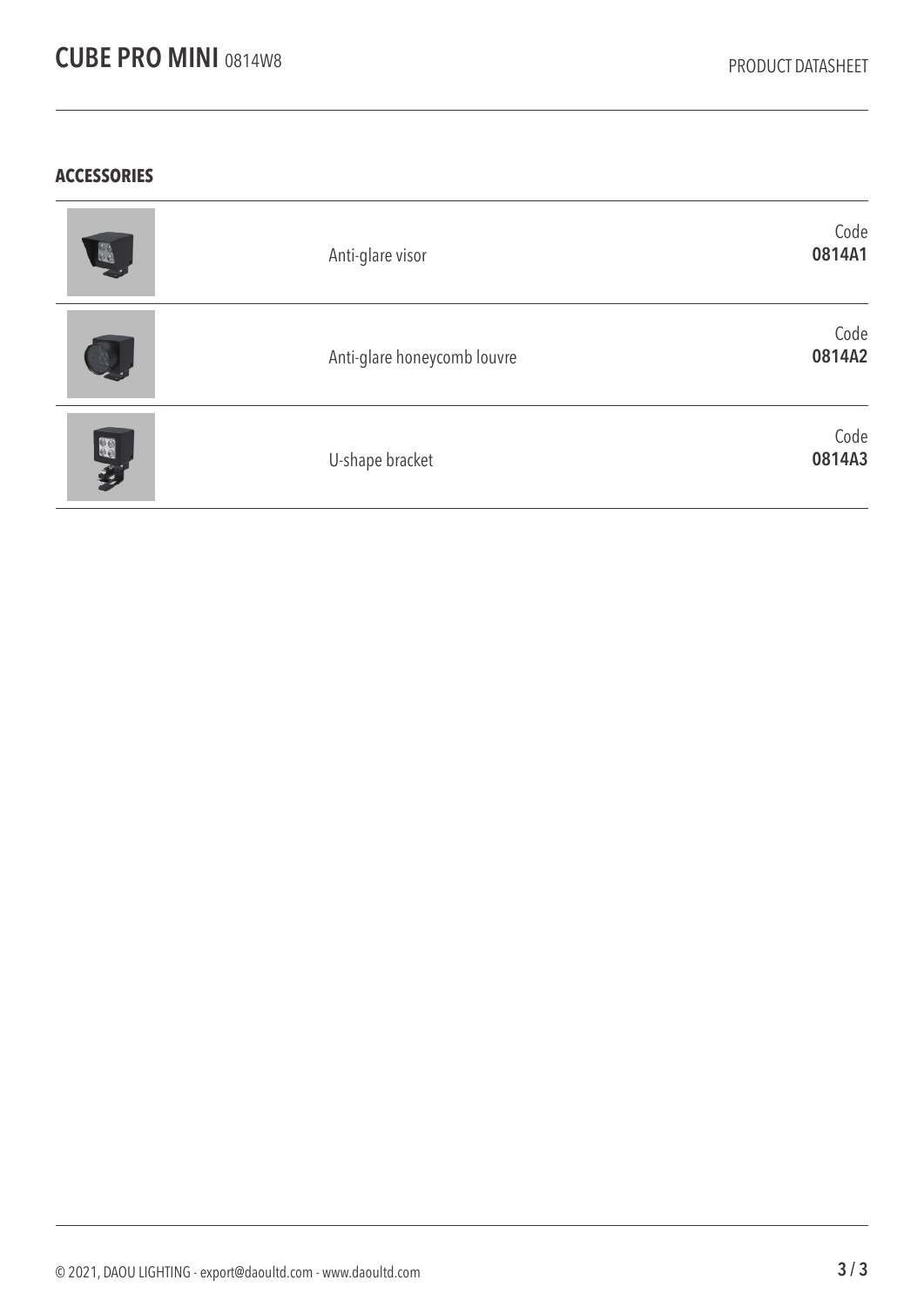## ACCESSORIES

| | | |
|---|---|---|
| | Anti-glare visor | Code **0814A1** |
| | Anti-glare honeycomb louvre | Code **0814A2** |
| | U-shape bracket | Code **0814A3** |

© 2021, DAOU LIGHTING - export@daoultd.com - www.daoultd.com